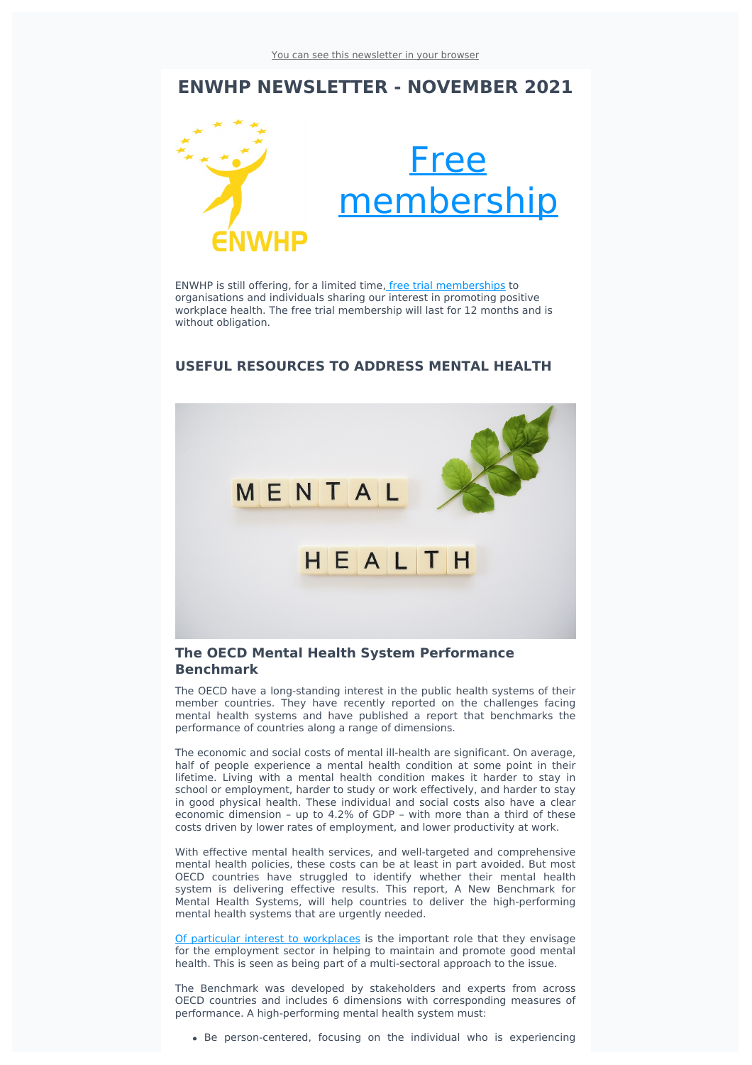You can see this newsletter in your browser

# ENWHP NEWSLETTER - NOVEMBER 2021

## Free membership

ENWHP is still offering, for a limited time, free trial memberships to organisations and individuals sharing our interest in promoting positive workplace health. The free trial membership will last for 12 months and is without obligation.

## USEFUL RESOURCES TO ADDRESS MENTAL HEALTH

### The OECD Mental Health System Performance Benchmark

The OECD have a long-standing interest in the public health systems of their member countries. They have recently reported on the challenges facing mental health systems and have published a report that benchmarks the performance of countries along a range of dimensions.

The economic and social costs of mental ill-health are significant. On average, half of people experience a mental health condition at some point in their lifetime. Living with a mental health condition makes it harder to stay in school or employment, harder to study or work effectively, and harder to stay in good physical health. These individual and social costs also have a clear economic dimension – up to 4.2% of GDP – with more than a third of these costs driven by lower rates of employment, and lower productivity at work.

With effective mental health services, and well-targeted and comprehensive mental health policies, these costs can be at least in part avoided. But most OECD countries have struggled to identify whether their mental health system is delivering effective results. This report, A New Benchmark for Mental Health Systems, will help countries to deliver the high-performing mental health systems that are urgently needed.

Of particular interest to workplaces is the important role that they envisage for the employment sector in helping to maintain and promote good mental health. This is seen as being part of a multi-sectoral approach to the issue.

The Benchmark was developed by stakeholders and experts from across OECD countries and includes 6 dimensions with corresponding measures of performance. A high-performing mental health system must:

- Be person-centered, focusing on the individual who is experiencing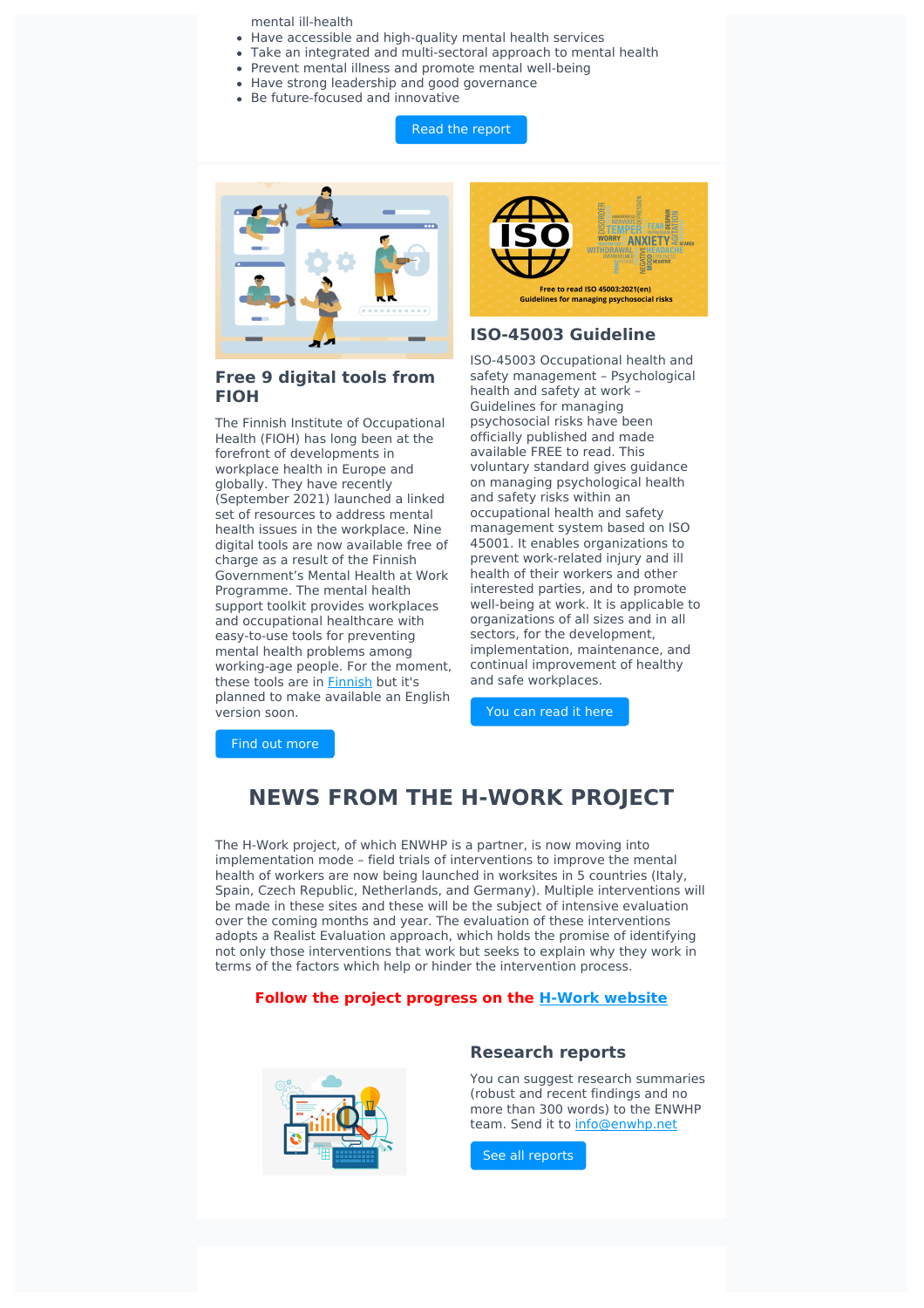mental ill-health

- Have accessible and high-quality mental health services
- Take an integrated and multi-sectoral approach to mental health
- Prevent mental illness and promote mental well-being
- Have strong leadership and good governance
- Be future-focused and innovative

Read the report

### Free 9 digital tools from FIOH

The Finnish Institute of Occupational Health (FIOH) has long been at the forefront of developments in workplace health in Europe and globally. They have recently (September 2021) launched a linked set of resources to address mental health issues in the workplace. Nine digital tools are now available free of charge as a result of the Finnish Government's Mental Health at Work Programme. The mental health support toolkit provides workplaces and occupational healthcare with easy-to-use tools for preventing mental health problems among working-age people. For the moment, these tools are in Finnish but it's planned to make available an English version soon.

Find out more

### ISO-45003 Guideline

ISO-45003 Occupational health and safety management – Psychological health and safety at work – Guidelines for managing psychosocial risks have been officially published and made available FREE to read. This voluntary standard gives guidance on managing psychological health and safety risks within an occupational health and safety management system based on ISO 45001. It enables organizations to prevent work-related injury and ill health of their workers and other interested parties, and to promote well-being at work. It is applicable to organizations of all sizes and in all sectors, for the development, implementation, maintenance, and continual improvement of healthy and safe workplaces.

You can read it here

## NEWS FROM THE H-WORK PROJECT

The H-Work project, of which ENWHP is a partner, is now moving into implementation mode – field trials of interventions to improve the mental health of workers are now being launched in worksites in 5 countries (Italy, Spain, Czech Republic, Netherlands, and Germany). Multiple interventions will be made in these sites and these will be the subject of intensive evaluation over the coming months and year. The evaluation of these interventions adopts a Realist Evaluation approach, which holds the promise of identifying not only those interventions that work but seeks to explain why they work in terms of the factors which help or hinder the intervention process.

**Follow the project progress on the H-Work website**

### Research reports

You can suggest research summaries (robust and recent findings and no more than 300 words) to the ENWHP team. Send it to info@enwhp.net

See all reports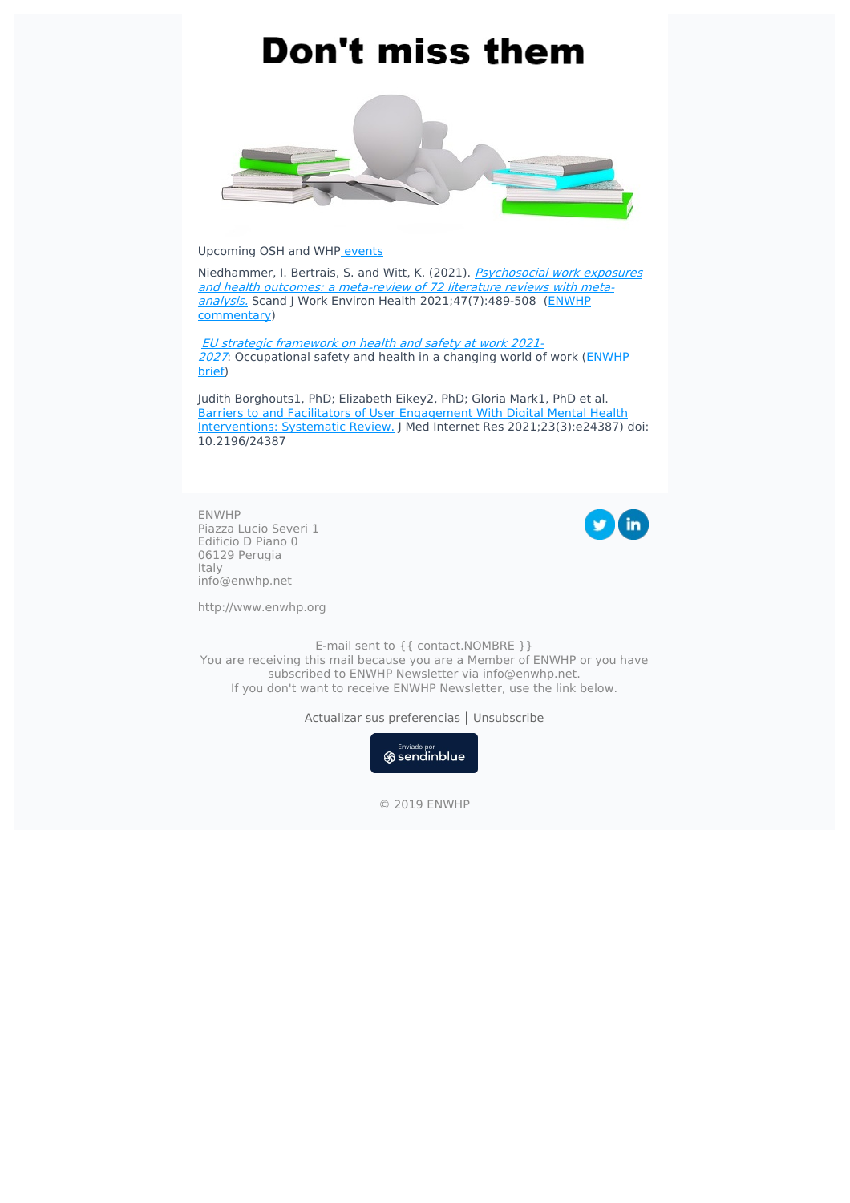# Don't miss them

Upcoming OSH and WHP events

Niedhammer, I. Bertrais, S. and Witt, K. (2021). *Psychosocial work exposures and health outcomes: a meta-review of 72 literature reviews with meta-analysis.* Scand J Work Environ Health 2021;47(7):489-508 (ENWHP commentary)

*EU strategic framework on health and safety at work 2021-2027*: Occupational safety and health in a changing world of work (ENWHP brief)

Judith Borghouts1, PhD; Elizabeth Eikey2, PhD; Gloria Mark1, PhD et al. Barriers to and Facilitators of User Engagement With Digital Mental Health Interventions: Systematic Review. J Med Internet Res 2021;23(3):e24387) doi: 10.2196/24387

ENWHP
Piazza Lucio Severi 1
Edificio D Piano 0
06129 Perugia
Italy
info@enwhp.net

http://www.enwhp.org

E-mail sent to {{ contact.NOMBRE }}
You are receiving this mail because you are a Member of ENWHP or you have subscribed to ENWHP Newsletter via info@enwhp.net.
If you don't want to receive ENWHP Newsletter, use the link below.

Actualizar sus preferencias | Unsubscribe

Enviado por sendinblue

© 2019 ENWHP